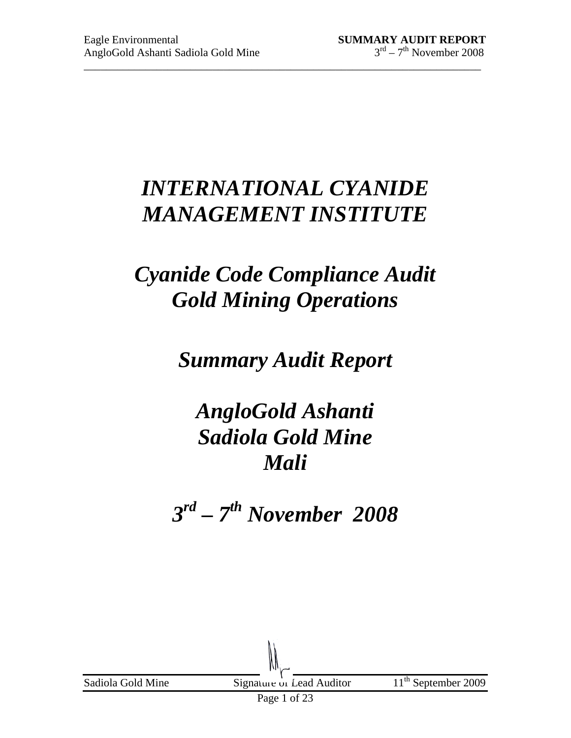# *INTERNATIONAL CYANIDE MANAGEMENT INSTITUTE*

# *Cyanide Code Compliance Audit Gold Mining Operations*

## *Summary Audit Report*

## *AngloGold Ashanti Sadiola Gold Mine Mali*

## *3rd – 7th November 2008*

Sadiola Gold Mine | Signature of Lead Auditor | 11th September 2009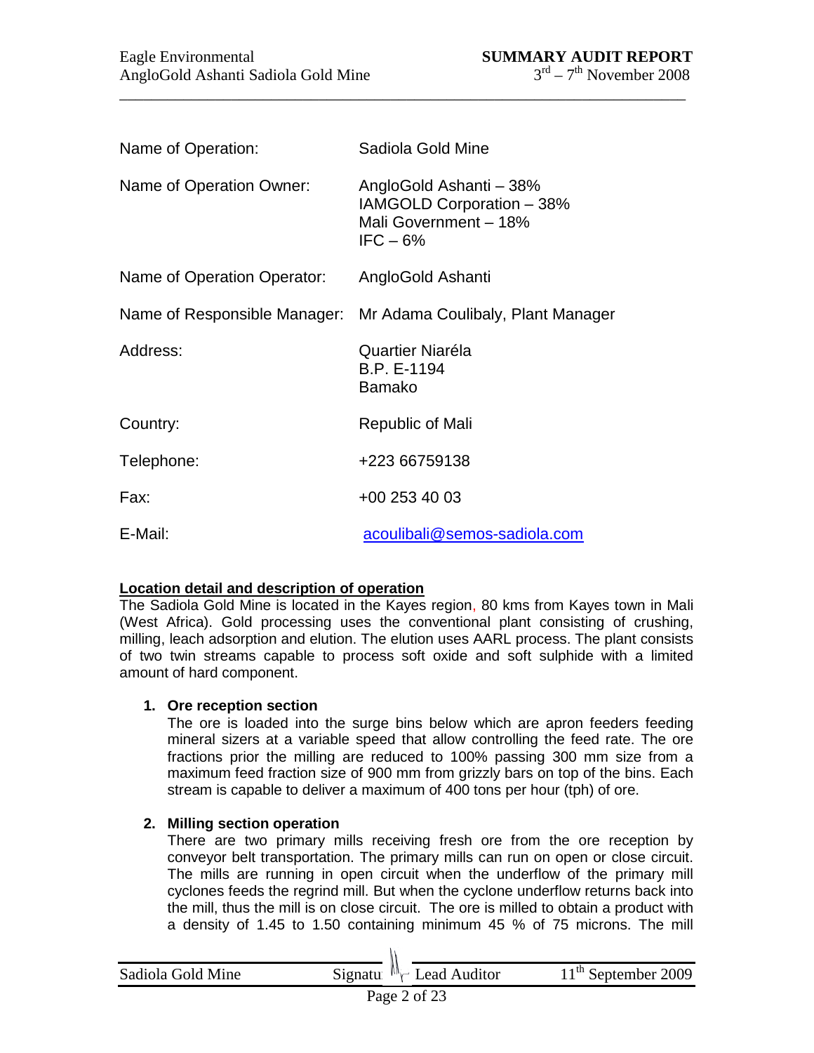| | |
|---|---|
| Name of Operation: | Sadiola Gold Mine |
| Name of Operation Owner: | AngloGold Ashanti – 38%<br>IAMGOLD Corporation – 38%<br>Mali Government – 18%<br>IFC – 6% |
| Name of Operation Operator: | AngloGold Ashanti |
| Name of Responsible Manager: | Mr Adama Coulibaly, Plant Manager |
| Address: | Quartier Niaréla<br>B.P. E-1194<br>Bamako |
| Country: | Republic of Mali |
| Telephone: | +223 66759138 |
| Fax: | +00 253 40 03 |
| E-Mail: | acoulibali@semos-sadiola.com |

**Location detail and description of operation**

The Sadiola Gold Mine is located in the Kayes region, 80 kms from Kayes town in Mali (West Africa). Gold processing uses the conventional plant consisting of crushing, milling, leach adsorption and elution. The elution uses AARL process. The plant consists of two twin streams capable to process soft oxide and soft sulphide with a limited amount of hard component.

1. **Ore reception section**

   The ore is loaded into the surge bins below which are apron feeders feeding mineral sizers at a variable speed that allow controlling the feed rate. The ore fractions prior the milling are reduced to 100% passing 300 mm size from a maximum feed fraction size of 900 mm from grizzly bars on top of the bins. Each stream is capable to deliver a maximum of 400 tons per hour (tph) of ore.

2. **Milling section operation**

   There are two primary mills receiving fresh ore from the ore reception by conveyor belt transportation. The primary mills can run on open or close circuit. The mills are running in open circuit when the underflow of the primary mill cyclones feeds the regrind mill. But when the cyclone underflow returns back into the mill, thus the mill is on close circuit. The ore is milled to obtain a product with a density of 1.45 to 1.50 containing minimum 45 % of 75 microns. The mill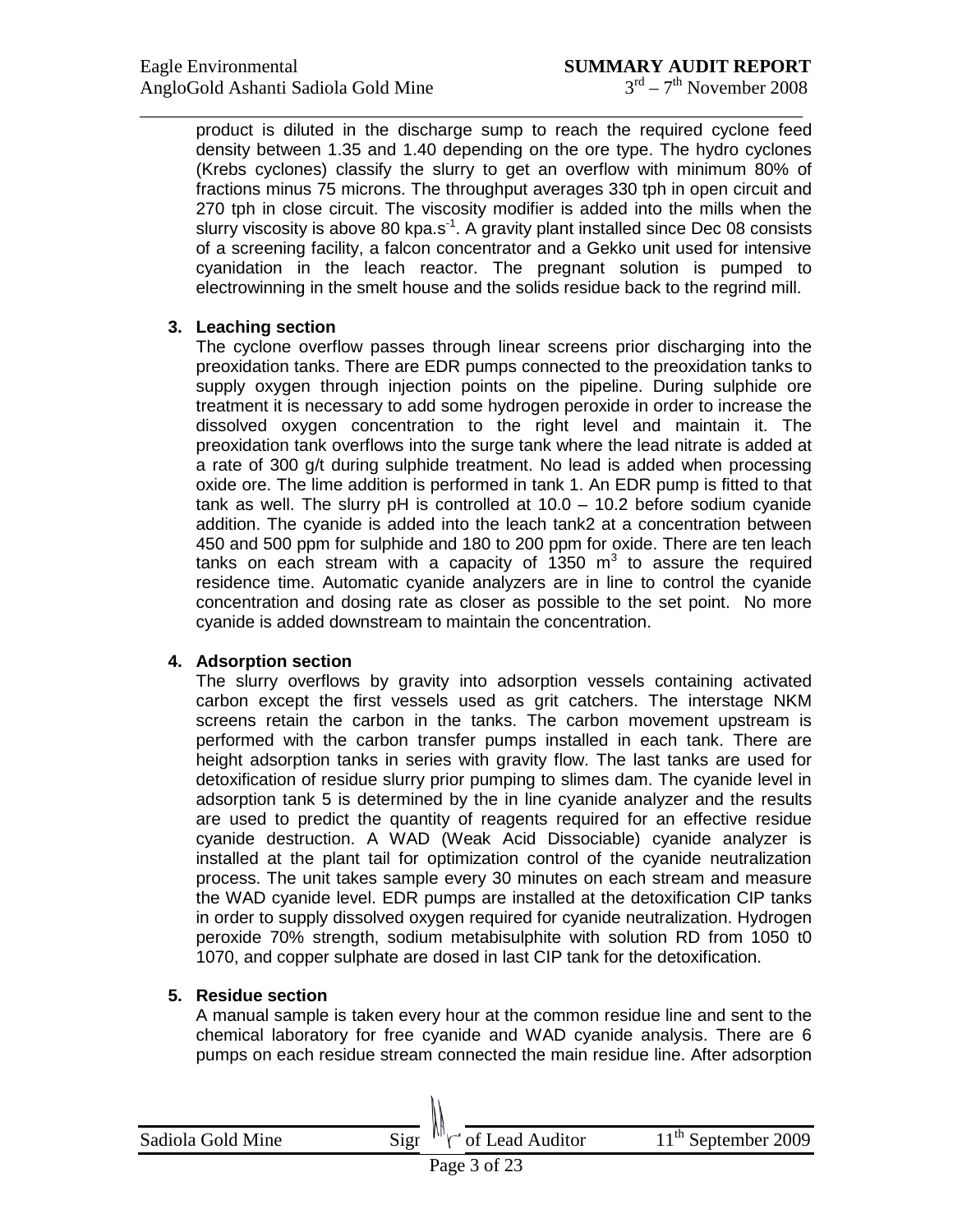product is diluted in the discharge sump to reach the required cyclone feed density between 1.35 and 1.40 depending on the ore type. The hydro cyclones (Krebs cyclones) classify the slurry to get an overflow with minimum 80% of fractions minus 75 microns. The throughput averages 330 tph in open circuit and 270 tph in close circuit. The viscosity modifier is added into the mills when the slurry viscosity is above 80 kpa.s$^{-1}$. A gravity plant installed since Dec 08 consists of a screening facility, a falcon concentrator and a Gekko unit used for intensive cyanidation in the leach reactor. The pregnant solution is pumped to electrowinning in the smelt house and the solids residue back to the regrind mill.

**3. Leaching section**

The cyclone overflow passes through linear screens prior discharging into the preoxidation tanks. There are EDR pumps connected to the preoxidation tanks to supply oxygen through injection points on the pipeline. During sulphide ore treatment it is necessary to add some hydrogen peroxide in order to increase the dissolved oxygen concentration to the right level and maintain it. The preoxidation tank overflows into the surge tank where the lead nitrate is added at a rate of 300 g/t during sulphide treatment. No lead is added when processing oxide ore. The lime addition is performed in tank 1. An EDR pump is fitted to that tank as well. The slurry pH is controlled at 10.0 – 10.2 before sodium cyanide addition. The cyanide is added into the leach tank2 at a concentration between 450 and 500 ppm for sulphide and 180 to 200 ppm for oxide. There are ten leach tanks on each stream with a capacity of 1350 m$^3$ to assure the required residence time. Automatic cyanide analyzers are in line to control the cyanide concentration and dosing rate as closer as possible to the set point. No more cyanide is added downstream to maintain the concentration.

**4. Adsorption section**

The slurry overflows by gravity into adsorption vessels containing activated carbon except the first vessels used as grit catchers. The interstage NKM screens retain the carbon in the tanks. The carbon movement upstream is performed with the carbon transfer pumps installed in each tank. There are height adsorption tanks in series with gravity flow. The last tanks are used for detoxification of residue slurry prior pumping to slimes dam. The cyanide level in adsorption tank 5 is determined by the in line cyanide analyzer and the results are used to predict the quantity of reagents required for an effective residue cyanide destruction. A WAD (Weak Acid Dissociable) cyanide analyzer is installed at the plant tail for optimization control of the cyanide neutralization process. The unit takes sample every 30 minutes on each stream and measure the WAD cyanide level. EDR pumps are installed at the detoxification CIP tanks in order to supply dissolved oxygen required for cyanide neutralization. Hydrogen peroxide 70% strength, sodium metabisulphite with solution RD from 1050 t0 1070, and copper sulphate are dosed in last CIP tank for the detoxification.

**5. Residue section**

A manual sample is taken every hour at the common residue line and sent to the chemical laboratory for free cyanide and WAD cyanide analysis. There are 6 pumps on each residue stream connected the main residue line. After adsorption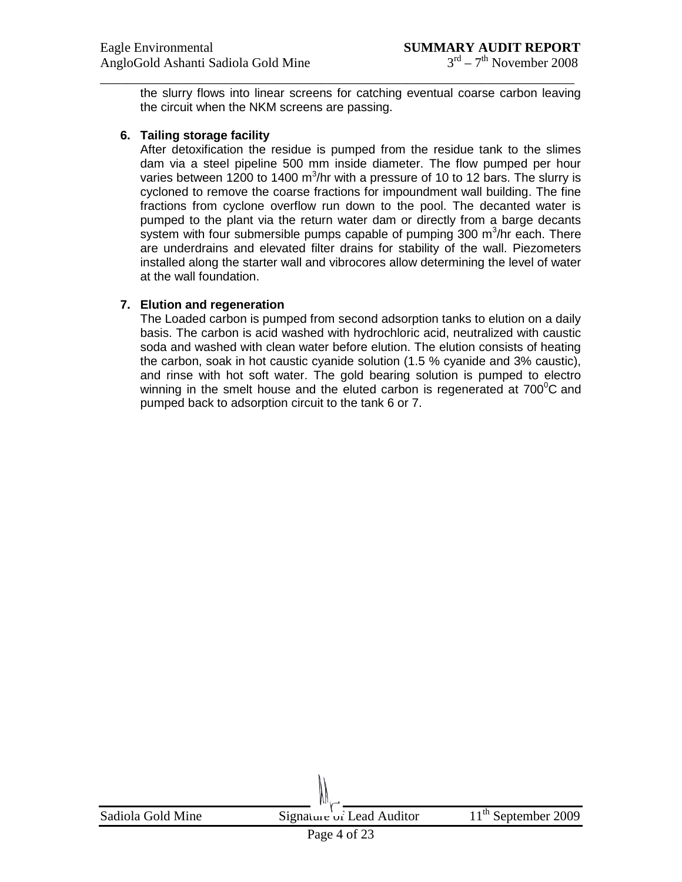the slurry flows into linear screens for catching eventual coarse carbon leaving the circuit when the NKM screens are passing.

**6. Tailing storage facility**

After detoxification the residue is pumped from the residue tank to the slimes dam via a steel pipeline 500 mm inside diameter. The flow pumped per hour varies between 1200 to 1400 $m^3$/hr with a pressure of 10 to 12 bars. The slurry is cycloned to remove the coarse fractions for impoundment wall building. The fine fractions from cyclone overflow run down to the pool. The decanted water is pumped to the plant via the return water dam or directly from a barge decants system with four submersible pumps capable of pumping 300 $m^3$/hr each. There are underdrains and elevated filter drains for stability of the wall. Piezometers installed along the starter wall and vibrocores allow determining the level of water at the wall foundation.

**7. Elution and regeneration**

The Loaded carbon is pumped from second adsorption tanks to elution on a daily basis. The carbon is acid washed with hydrochloric acid, neutralized with caustic soda and washed with clean water before elution. The elution consists of heating the carbon, soak in hot caustic cyanide solution (1.5 % cyanide and 3% caustic), and rinse with hot soft water. The gold bearing solution is pumped to electro winning in the smelt house and the eluted carbon is regenerated at $700^0$C and pumped back to adsorption circuit to the tank 6 or 7.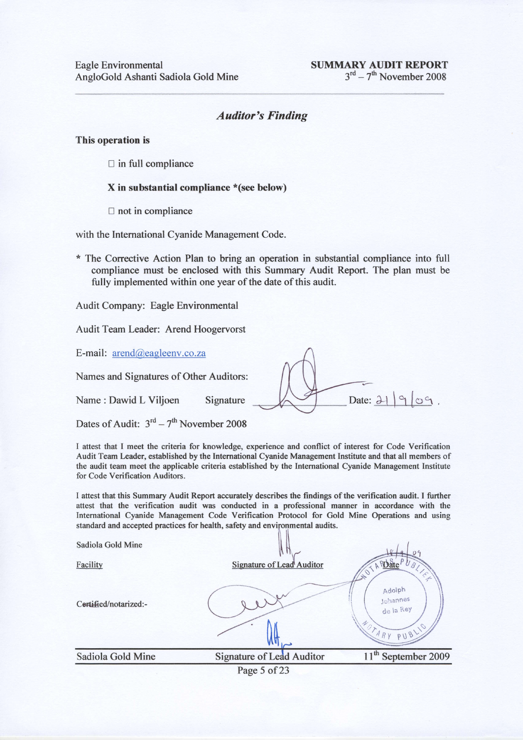## *Auditor's Finding*

**This operation is**

☐ in full compliance

**X in substantial compliance *(see below)**

☐ not in compliance

with the International Cyanide Management Code.

* The Corrective Action Plan to bring an operation in substantial compliance into full compliance must be enclosed with this Summary Audit Report. The plan must be fully implemented within one year of the date of this audit.

Audit Company: Eagle Environmental

Audit Team Leader: Arend Hoogervorst

E-mail: arend@eagleenv.co.za

Names and Signatures of Other Auditors:

Name : Dawid L Viljoen Signature ______ Date: 21/9/09.

Dates of Audit: 3[rd] – 7[th] November 2008

I attest that I meet the criteria for knowledge, experience and conflict of interest for Code Verification Audit Team Leader, established by the International Cyanide Management Institute and that all members of the audit team meet the applicable criteria established by the International Cyanide Management Institute for Code Verification Auditors.

I attest that this Summary Audit Report accurately describes the findings of the verification audit. I further attest that the verification audit was conducted in a professional manner in accordance with the International Cyanide Management Code Verification Protocol for Gold Mine Operations and using standard and accepted practices for health, safety and environmental audits.

| Sadiola Gold Mine | | 18/9/09 |
|---|---|---|
| Facility | Signature of Lead Auditor | Date |

Certified/notarized:-

NOTARIS PUBLIEK / NOTARY PUBLIC — Adolph Johannes de la Rey

| Sadiola Gold Mine | Signature of Lead Auditor | 11[th] September 2009 |
|---|---|---|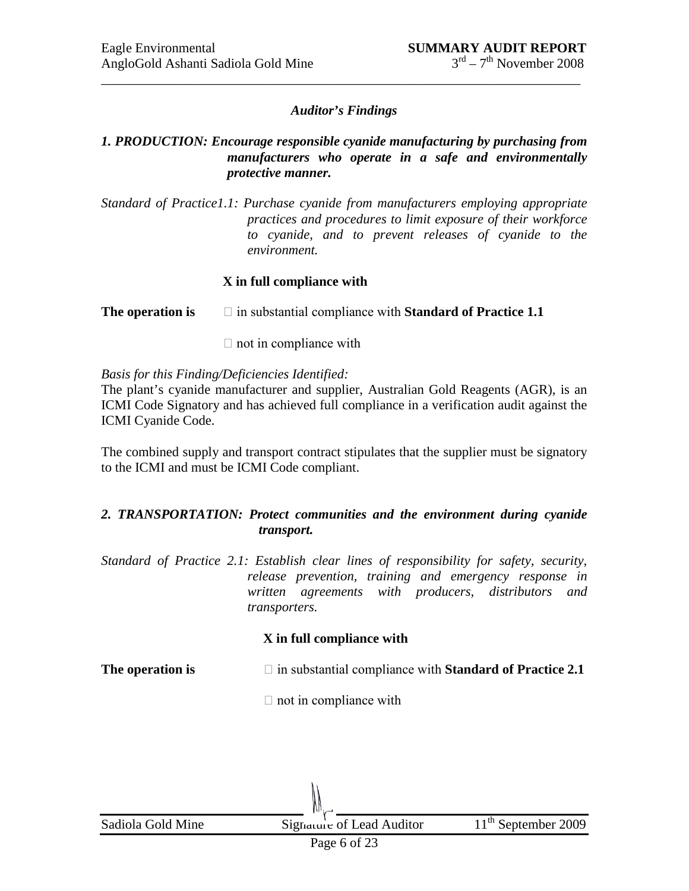*Auditor's Findings*

***1. PRODUCTION: Encourage responsible cyanide manufacturing by purchasing from manufacturers who operate in a safe and environmentally protective manner.***

*Standard of Practice1.1: Purchase cyanide from manufacturers employing appropriate practices and procedures to limit exposure of their workforce to cyanide, and to prevent releases of cyanide to the environment.*

**X in full compliance with**

**The operation is** □ in substantial compliance with **Standard of Practice 1.1**

□ not in compliance with

*Basis for this Finding/Deficiencies Identified:*

The plant's cyanide manufacturer and supplier, Australian Gold Reagents (AGR), is an ICMI Code Signatory and has achieved full compliance in a verification audit against the ICMI Cyanide Code.

The combined supply and transport contract stipulates that the supplier must be signatory to the ICMI and must be ICMI Code compliant.

***2. TRANSPORTATION: Protect communities and the environment during cyanide transport.***

*Standard of Practice 2.1: Establish clear lines of responsibility for safety, security, release prevention, training and emergency response in written agreements with producers, distributors and transporters.*

**X in full compliance with**

**The operation is** □ in substantial compliance with **Standard of Practice 2.1**

□ not in compliance with

Sadiola Gold Mine — Signature of Lead Auditor — 11th September 2009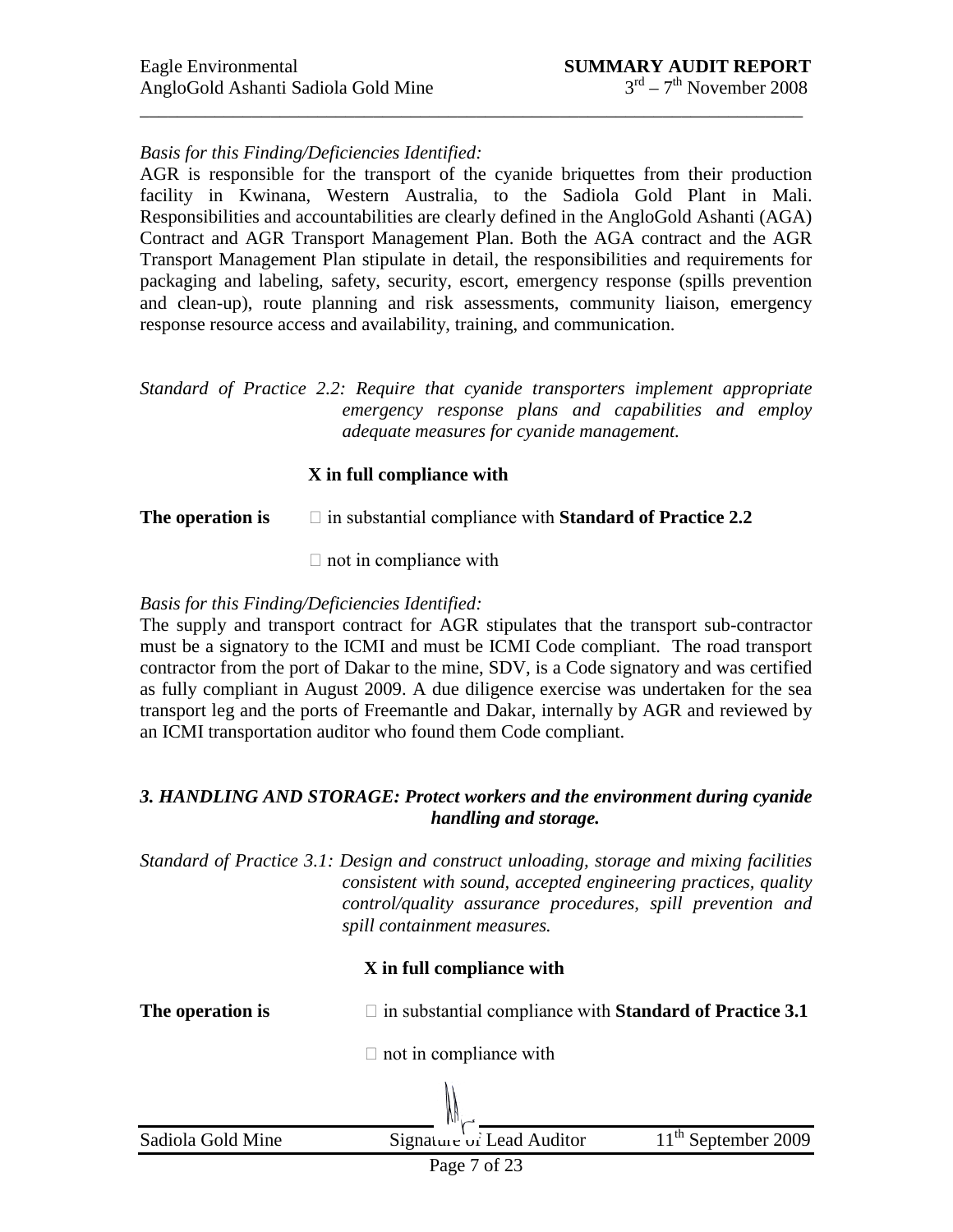*Basis for this Finding/Deficiencies Identified:*

AGR is responsible for the transport of the cyanide briquettes from their production facility in Kwinana, Western Australia, to the Sadiola Gold Plant in Mali. Responsibilities and accountabilities are clearly defined in the AngloGold Ashanti (AGA) Contract and AGR Transport Management Plan. Both the AGA contract and the AGR Transport Management Plan stipulate in detail, the responsibilities and requirements for packaging and labeling, safety, security, escort, emergency response (spills prevention and clean-up), route planning and risk assessments, community liaison, emergency response resource access and availability, training, and communication.

*Standard of Practice 2.2: Require that cyanide transporters implement appropriate emergency response plans and capabilities and employ adequate measures for cyanide management.*

**X in full compliance with**

**The operation is** □ in substantial compliance with **Standard of Practice 2.2**

□ not in compliance with

*Basis for this Finding/Deficiencies Identified:*

The supply and transport contract for AGR stipulates that the transport sub-contractor must be a signatory to the ICMI and must be ICMI Code compliant. The road transport contractor from the port of Dakar to the mine, SDV, is a Code signatory and was certified as fully compliant in August 2009. A due diligence exercise was undertaken for the sea transport leg and the ports of Freemantle and Dakar, internally by AGR and reviewed by an ICMI transportation auditor who found them Code compliant.

### *3. HANDLING AND STORAGE: Protect workers and the environment during cyanide handling and storage.*

*Standard of Practice 3.1: Design and construct unloading, storage and mixing facilities consistent with sound, accepted engineering practices, quality control/quality assurance procedures, spill prevention and spill containment measures.*

**X in full compliance with**

**The operation is** □ in substantial compliance with **Standard of Practice 3.1**

□ not in compliance with

| Sadiola Gold Mine | Signature of Lead Auditor | 11th September 2009 |
|---|---|---|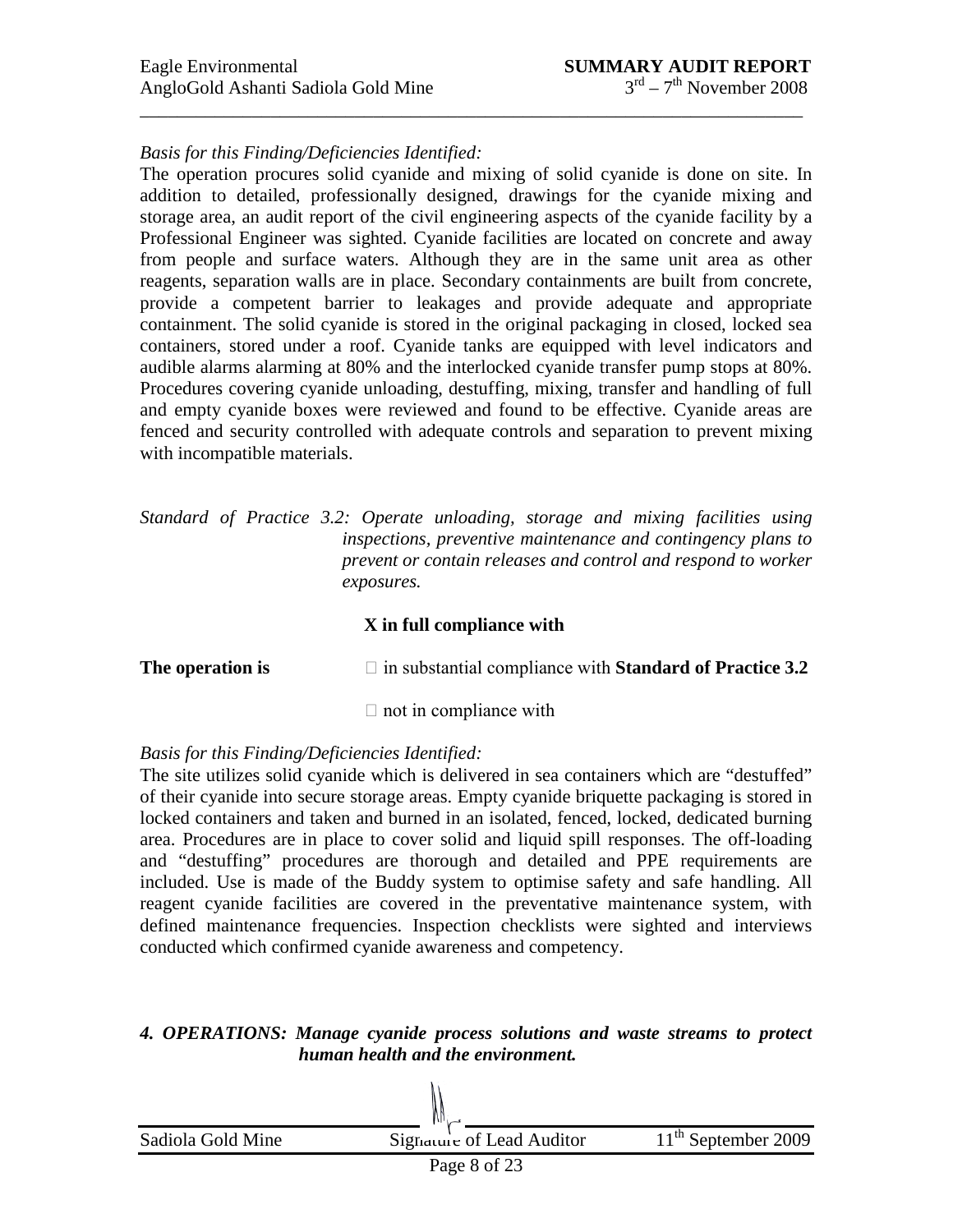*Basis for this Finding/Deficiencies Identified:*

The operation procures solid cyanide and mixing of solid cyanide is done on site. In addition to detailed, professionally designed, drawings for the cyanide mixing and storage area, an audit report of the civil engineering aspects of the cyanide facility by a Professional Engineer was sighted. Cyanide facilities are located on concrete and away from people and surface waters. Although they are in the same unit area as other reagents, separation walls are in place. Secondary containments are built from concrete, provide a competent barrier to leakages and provide adequate and appropriate containment. The solid cyanide is stored in the original packaging in closed, locked sea containers, stored under a roof. Cyanide tanks are equipped with level indicators and audible alarms alarming at 80% and the interlocked cyanide transfer pump stops at 80%. Procedures covering cyanide unloading, destuffing, mixing, transfer and handling of full and empty cyanide boxes were reviewed and found to be effective. Cyanide areas are fenced and security controlled with adequate controls and separation to prevent mixing with incompatible materials.

*Standard of Practice 3.2: Operate unloading, storage and mixing facilities using inspections, preventive maintenance and contingency plans to prevent or contain releases and control and respond to worker exposures.*

**X in full compliance with**

**The operation is** ☐ in substantial compliance with **Standard of Practice 3.2**

☐ not in compliance with

*Basis for this Finding/Deficiencies Identified:*

The site utilizes solid cyanide which is delivered in sea containers which are "destuffed" of their cyanide into secure storage areas. Empty cyanide briquette packaging is stored in locked containers and taken and burned in an isolated, fenced, locked, dedicated burning area. Procedures are in place to cover solid and liquid spill responses. The off-loading and "destuffing" procedures are thorough and detailed and PPE requirements are included. Use is made of the Buddy system to optimise safety and safe handling. All reagent cyanide facilities are covered in the preventative maintenance system, with defined maintenance frequencies. Inspection checklists were sighted and interviews conducted which confirmed cyanide awareness and competency.

***4. OPERATIONS: Manage cyanide process solutions and waste streams to protect human health and the environment.***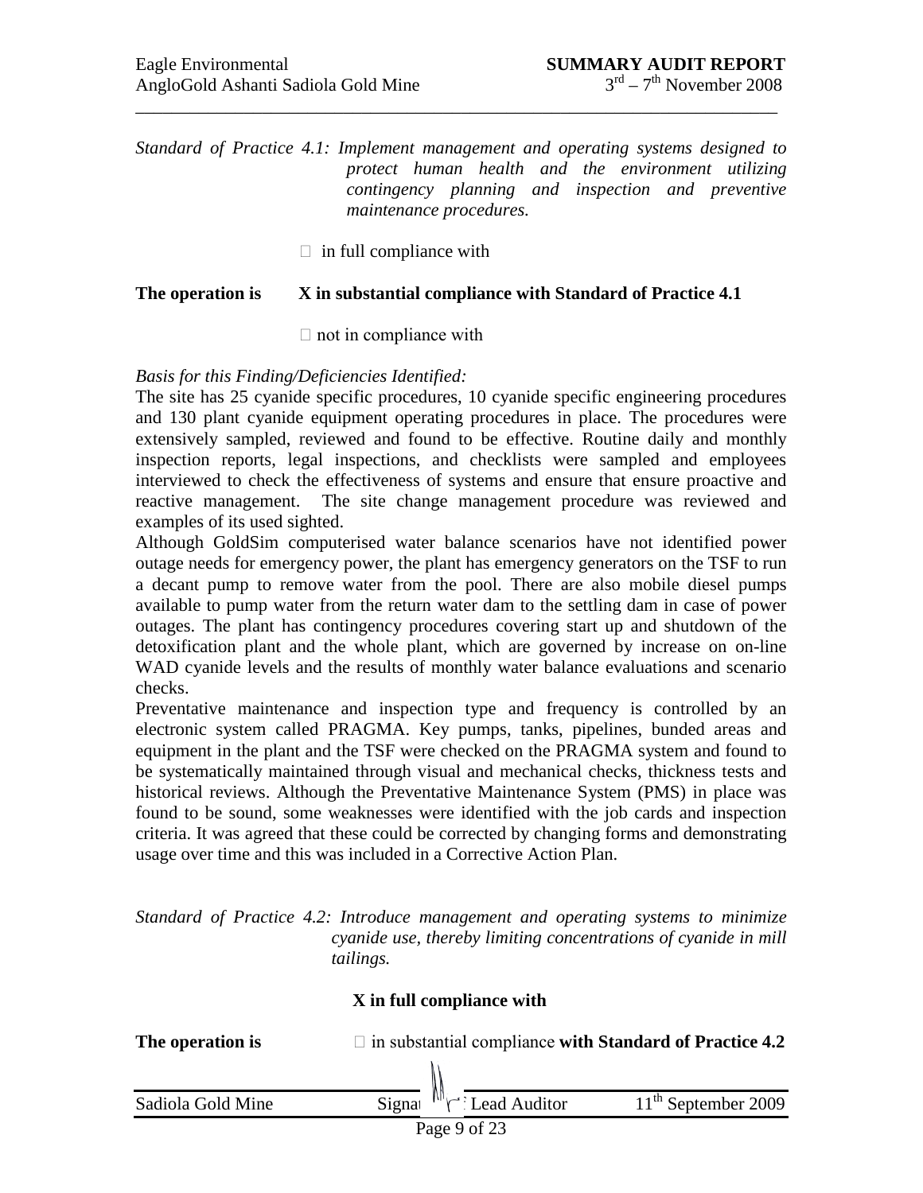*Standard of Practice 4.1: Implement management and operating systems designed to protect human health and the environment utilizing contingency planning and inspection and preventive maintenance procedures.*

□ in full compliance with

**The operation is X in substantial compliance with Standard of Practice 4.1**

□ not in compliance with

*Basis for this Finding/Deficiencies Identified:*

The site has 25 cyanide specific procedures, 10 cyanide specific engineering procedures and 130 plant cyanide equipment operating procedures in place. The procedures were extensively sampled, reviewed and found to be effective. Routine daily and monthly inspection reports, legal inspections, and checklists were sampled and employees interviewed to check the effectiveness of systems and ensure that ensure proactive and reactive management. The site change management procedure was reviewed and examples of its used sighted.

Although GoldSim computerised water balance scenarios have not identified power outage needs for emergency power, the plant has emergency generators on the TSF to run a decant pump to remove water from the pool. There are also mobile diesel pumps available to pump water from the return water dam to the settling dam in case of power outages. The plant has contingency procedures covering start up and shutdown of the detoxification plant and the whole plant, which are governed by increase on on-line WAD cyanide levels and the results of monthly water balance evaluations and scenario checks.

Preventative maintenance and inspection type and frequency is controlled by an electronic system called PRAGMA. Key pumps, tanks, pipelines, bunded areas and equipment in the plant and the TSF were checked on the PRAGMA system and found to be systematically maintained through visual and mechanical checks, thickness tests and historical reviews. Although the Preventative Maintenance System (PMS) in place was found to be sound, some weaknesses were identified with the job cards and inspection criteria. It was agreed that these could be corrected by changing forms and demonstrating usage over time and this was included in a Corrective Action Plan.

*Standard of Practice 4.2: Introduce management and operating systems to minimize cyanide use, thereby limiting concentrations of cyanide in mill tailings.*

**X in full compliance with**

**The operation is** □ in substantial compliance **with Standard of Practice 4.2**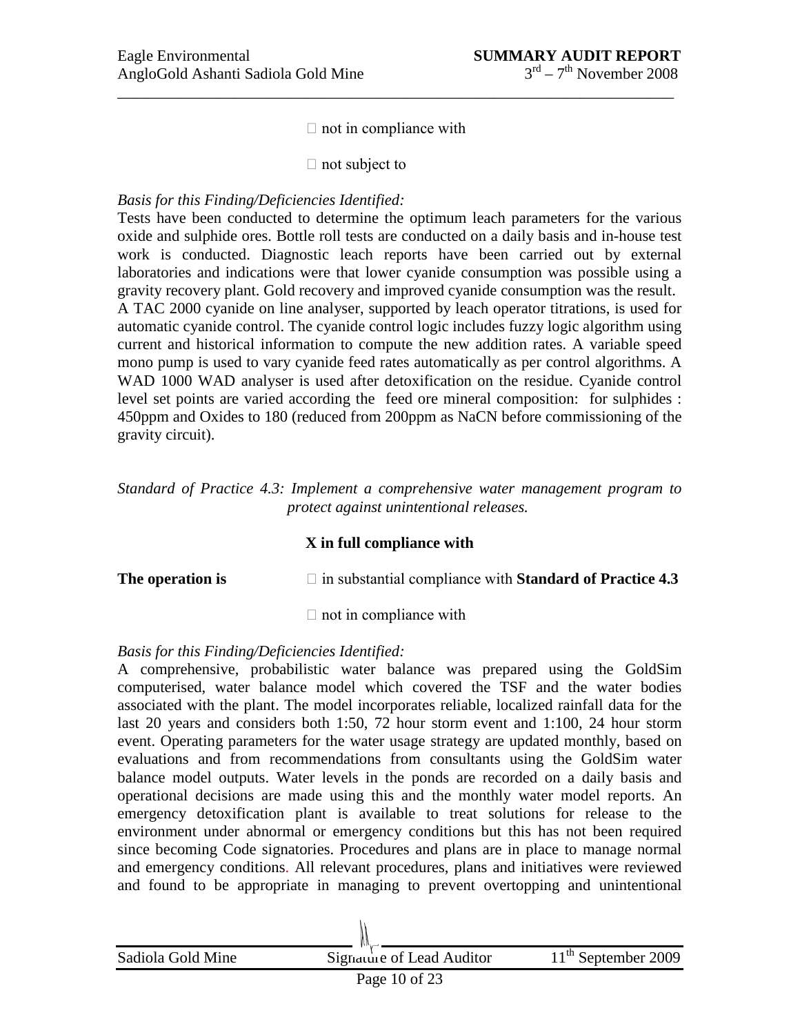□ not in compliance with

□ not subject to

*Basis for this Finding/Deficiencies Identified:*

Tests have been conducted to determine the optimum leach parameters for the various oxide and sulphide ores. Bottle roll tests are conducted on a daily basis and in-house test work is conducted. Diagnostic leach reports have been carried out by external laboratories and indications were that lower cyanide consumption was possible using a gravity recovery plant. Gold recovery and improved cyanide consumption was the result.
A TAC 2000 cyanide on line analyser, supported by leach operator titrations, is used for automatic cyanide control. The cyanide control logic includes fuzzy logic algorithm using current and historical information to compute the new addition rates. A variable speed mono pump is used to vary cyanide feed rates automatically as per control algorithms. A WAD 1000 WAD analyser is used after detoxification on the residue. Cyanide control level set points are varied according the feed ore mineral composition: for sulphides : 450ppm and Oxides to 180 (reduced from 200ppm as NaCN before commissioning of the gravity circuit).

*Standard of Practice 4.3: Implement a comprehensive water management program to protect against unintentional releases.*

**X in full compliance with**

**The operation is** □ in substantial compliance with **Standard of Practice 4.3**

□ not in compliance with

*Basis for this Finding/Deficiencies Identified:*

A comprehensive, probabilistic water balance was prepared using the GoldSim computerised, water balance model which covered the TSF and the water bodies associated with the plant. The model incorporates reliable, localized rainfall data for the last 20 years and considers both 1:50, 72 hour storm event and 1:100, 24 hour storm event. Operating parameters for the water usage strategy are updated monthly, based on evaluations and from recommendations from consultants using the GoldSim water balance model outputs. Water levels in the ponds are recorded on a daily basis and operational decisions are made using this and the monthly water model reports. An emergency detoxification plant is available to treat solutions for release to the environment under abnormal or emergency conditions but this has not been required since becoming Code signatories. Procedures and plans are in place to manage normal and emergency conditions. All relevant procedures, plans and initiatives were reviewed and found to be appropriate in managing to prevent overtopping and unintentional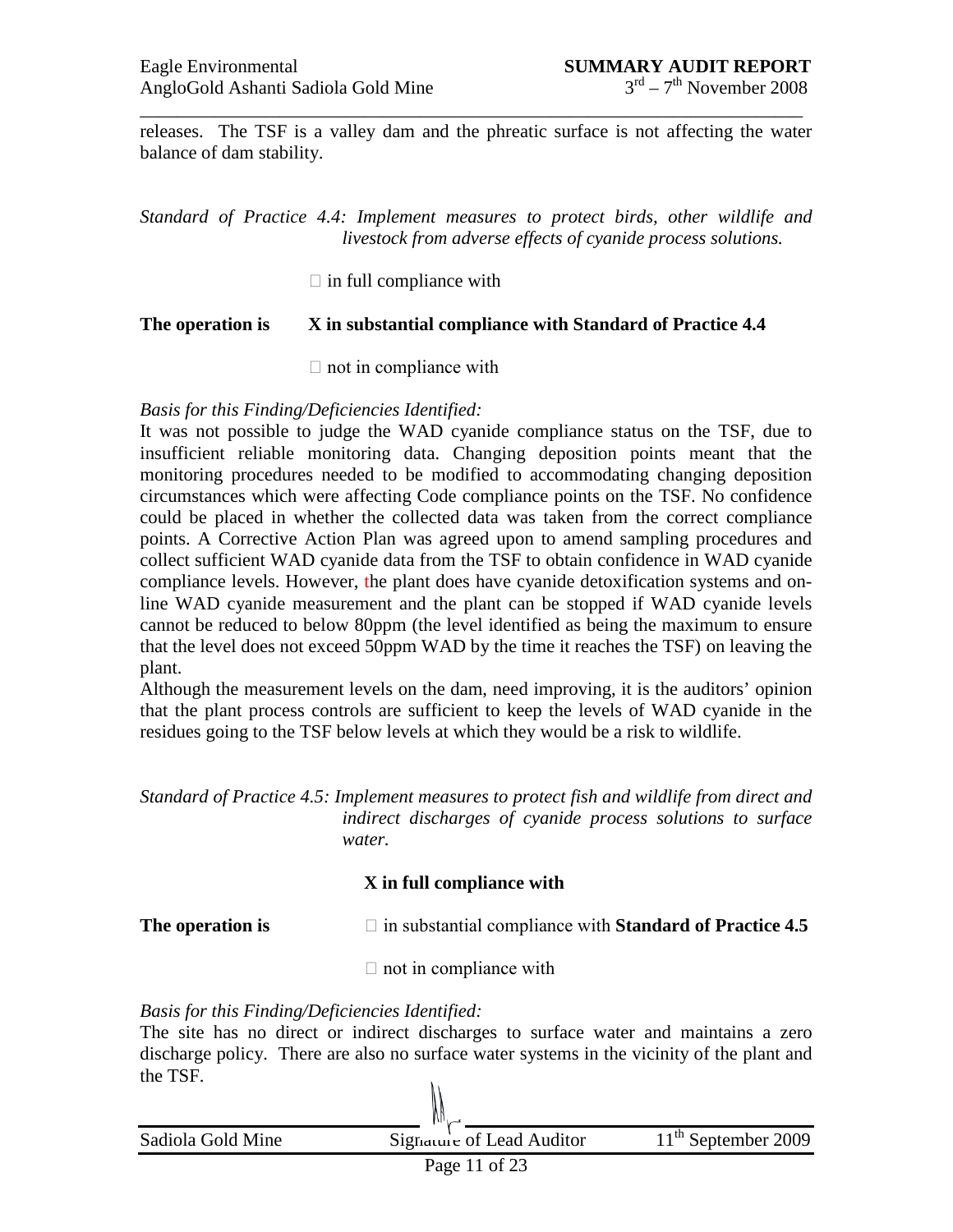releases. The TSF is a valley dam and the phreatic surface is not affecting the water balance of dam stability.

*Standard of Practice 4.4: Implement measures to protect birds, other wildlife and livestock from adverse effects of cyanide process solutions.*

□ in full compliance with

**The operation is X in substantial compliance with Standard of Practice 4.4**

□ not in compliance with

*Basis for this Finding/Deficiencies Identified:*

It was not possible to judge the WAD cyanide compliance status on the TSF, due to insufficient reliable monitoring data. Changing deposition points meant that the monitoring procedures needed to be modified to accommodating changing deposition circumstances which were affecting Code compliance points on the TSF. No confidence could be placed in whether the collected data was taken from the correct compliance points. A Corrective Action Plan was agreed upon to amend sampling procedures and collect sufficient WAD cyanide data from the TSF to obtain confidence in WAD cyanide compliance levels. However, the plant does have cyanide detoxification systems and on-line WAD cyanide measurement and the plant can be stopped if WAD cyanide levels cannot be reduced to below 80ppm (the level identified as being the maximum to ensure that the level does not exceed 50ppm WAD by the time it reaches the TSF) on leaving the plant.

Although the measurement levels on the dam, need improving, it is the auditors' opinion that the plant process controls are sufficient to keep the levels of WAD cyanide in the residues going to the TSF below levels at which they would be a risk to wildlife.

*Standard of Practice 4.5: Implement measures to protect fish and wildlife from direct and indirect discharges of cyanide process solutions to surface water.*

**X in full compliance with**

**The operation is** □ in substantial compliance with **Standard of Practice 4.5**

□ not in compliance with

*Basis for this Finding/Deficiencies Identified:*

The site has no direct or indirect discharges to surface water and maintains a zero discharge policy. There are also no surface water systems in the vicinity of the plant and the TSF.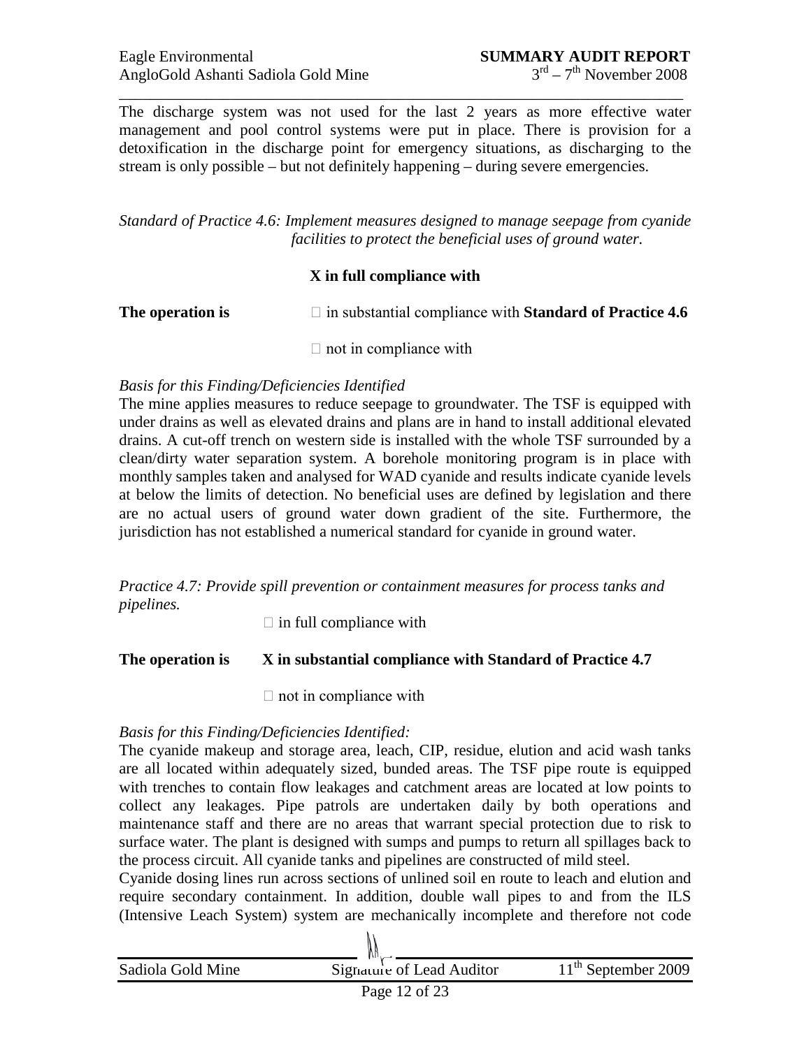The discharge system was not used for the last 2 years as more effective water management and pool control systems were put in place. There is provision for a detoxification in the discharge point for emergency situations, as discharging to the stream is only possible – but not definitely happening – during severe emergencies.

*Standard of Practice 4.6: Implement measures designed to manage seepage from cyanide facilities to protect the beneficial uses of ground water.*

**X in full compliance with**

**The operation is** ☐ in substantial compliance with **Standard of Practice 4.6**

☐ not in compliance with

*Basis for this Finding/Deficiencies Identified*

The mine applies measures to reduce seepage to groundwater. The TSF is equipped with under drains as well as elevated drains and plans are in hand to install additional elevated drains. A cut-off trench on western side is installed with the whole TSF surrounded by a clean/dirty water separation system. A borehole monitoring program is in place with monthly samples taken and analysed for WAD cyanide and results indicate cyanide levels at below the limits of detection. No beneficial uses are defined by legislation and there are no actual users of ground water down gradient of the site. Furthermore, the jurisdiction has not established a numerical standard for cyanide in ground water.

*Practice 4.7: Provide spill prevention or containment measures for process tanks and pipelines.*

☐ in full compliance with

**The operation is X in substantial compliance with Standard of Practice 4.7**

☐ not in compliance with

*Basis for this Finding/Deficiencies Identified:*

The cyanide makeup and storage area, leach, CIP, residue, elution and acid wash tanks are all located within adequately sized, bunded areas. The TSF pipe route is equipped with trenches to contain flow leakages and catchment areas are located at low points to collect any leakages. Pipe patrols are undertaken daily by both operations and maintenance staff and there are no areas that warrant special protection due to risk to surface water. The plant is designed with sumps and pumps to return all spillages back to the process circuit. All cyanide tanks and pipelines are constructed of mild steel.

Cyanide dosing lines run across sections of unlined soil en route to leach and elution and require secondary containment. In addition, double wall pipes to and from the ILS (Intensive Leach System) system are mechanically incomplete and therefore not code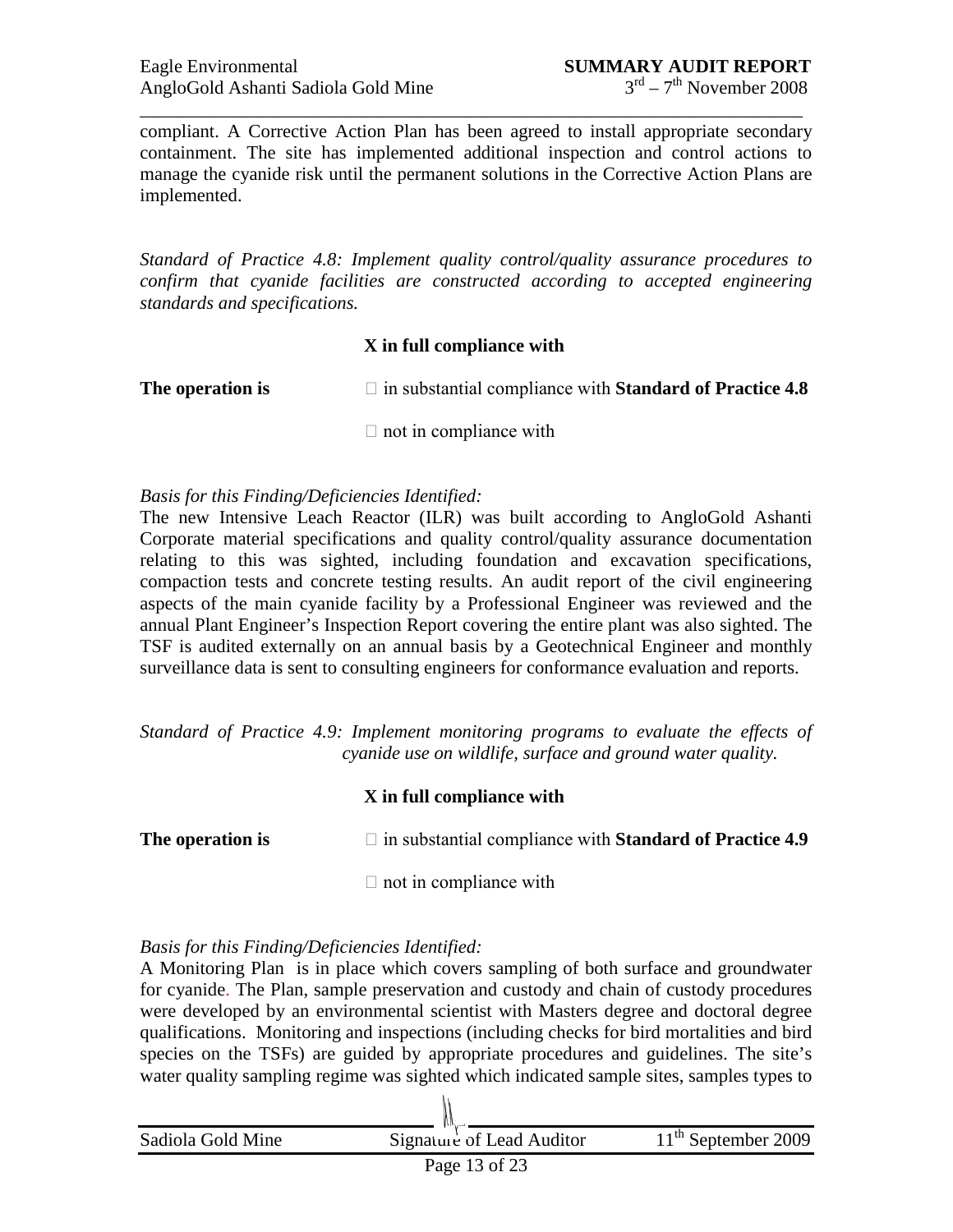compliant. A Corrective Action Plan has been agreed to install appropriate secondary containment. The site has implemented additional inspection and control actions to manage the cyanide risk until the permanent solutions in the Corrective Action Plans are implemented.

*Standard of Practice 4.8: Implement quality control/quality assurance procedures to confirm that cyanide facilities are constructed according to accepted engineering standards and specifications.*

**X in full compliance with**

**The operation is** ☐ in substantial compliance with **Standard of Practice 4.8**

☐ not in compliance with

*Basis for this Finding/Deficiencies Identified:*

The new Intensive Leach Reactor (ILR) was built according to AngloGold Ashanti Corporate material specifications and quality control/quality assurance documentation relating to this was sighted, including foundation and excavation specifications, compaction tests and concrete testing results. An audit report of the civil engineering aspects of the main cyanide facility by a Professional Engineer was reviewed and the annual Plant Engineer's Inspection Report covering the entire plant was also sighted. The TSF is audited externally on an annual basis by a Geotechnical Engineer and monthly surveillance data is sent to consulting engineers for conformance evaluation and reports.

*Standard of Practice 4.9: Implement monitoring programs to evaluate the effects of cyanide use on wildlife, surface and ground water quality.*

**X in full compliance with**

**The operation is** ☐ in substantial compliance with **Standard of Practice 4.9**

☐ not in compliance with

*Basis for this Finding/Deficiencies Identified:*

A Monitoring Plan is in place which covers sampling of both surface and groundwater for cyanide. The Plan, sample preservation and custody and chain of custody procedures were developed by an environmental scientist with Masters degree and doctoral degree qualifications. Monitoring and inspections (including checks for bird mortalities and bird species on the TSFs) are guided by appropriate procedures and guidelines. The site's water quality sampling regime was sighted which indicated sample sites, samples types to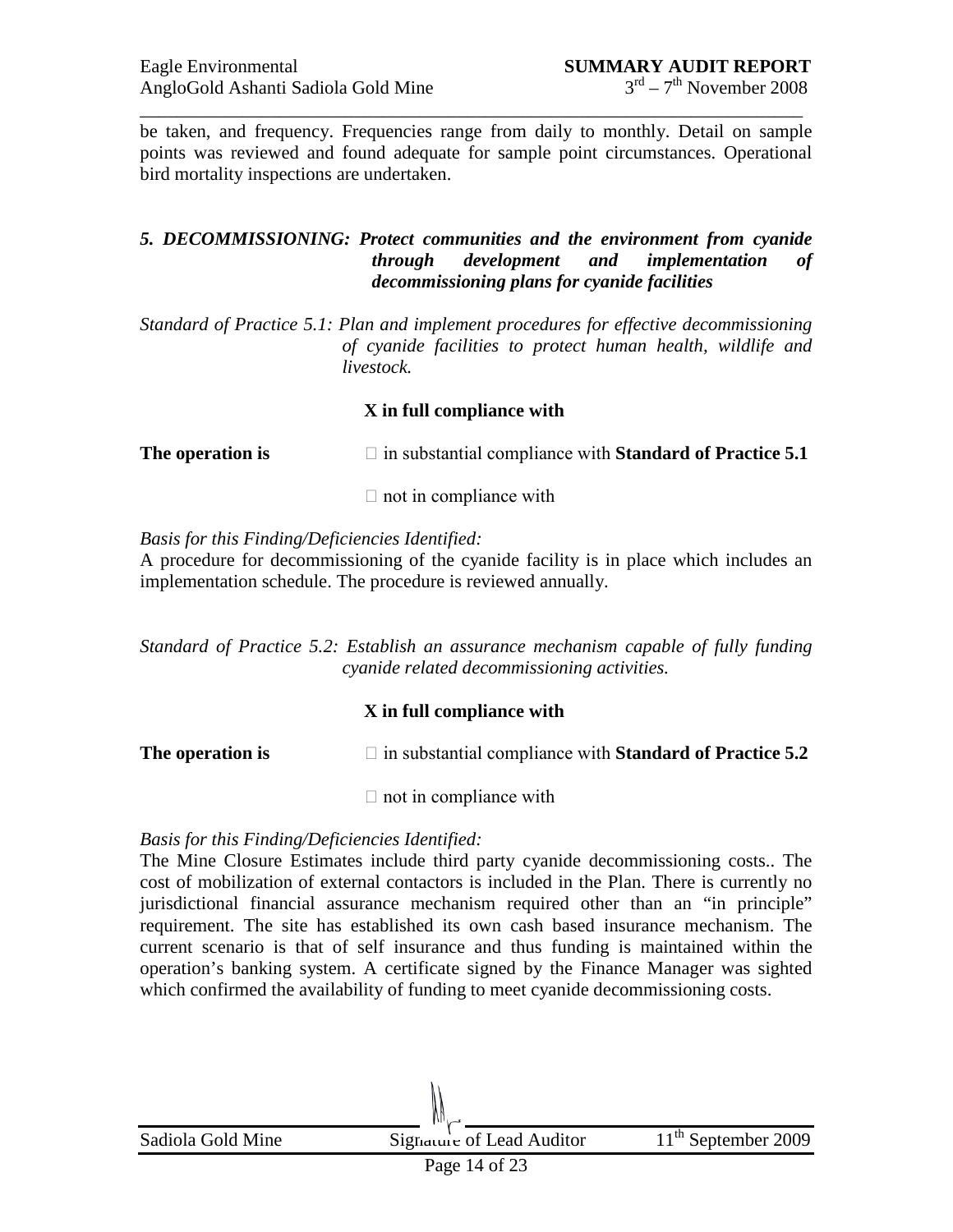be taken, and frequency. Frequencies range from daily to monthly. Detail on sample points was reviewed and found adequate for sample point circumstances. Operational bird mortality inspections are undertaken.

### *5. DECOMMISSIONING: Protect communities and the environment from cyanide through development and implementation of decommissioning plans for cyanide facilities*

*Standard of Practice 5.1: Plan and implement procedures for effective decommissioning of cyanide facilities to protect human health, wildlife and livestock.*

**X in full compliance with**

**The operation is** ☐ in substantial compliance with **Standard of Practice 5.1**

☐ not in compliance with

*Basis for this Finding/Deficiencies Identified:*

A procedure for decommissioning of the cyanide facility is in place which includes an implementation schedule. The procedure is reviewed annually.

*Standard of Practice 5.2: Establish an assurance mechanism capable of fully funding cyanide related decommissioning activities.*

**X in full compliance with**

**The operation is** ☐ in substantial compliance with **Standard of Practice 5.2**

☐ not in compliance with

*Basis for this Finding/Deficiencies Identified:*

The Mine Closure Estimates include third party cyanide decommissioning costs.. The cost of mobilization of external contactors is included in the Plan. There is currently no jurisdictional financial assurance mechanism required other than an "in principle" requirement. The site has established its own cash based insurance mechanism. The current scenario is that of self insurance and thus funding is maintained within the operation's banking system. A certificate signed by the Finance Manager was sighted which confirmed the availability of funding to meet cyanide decommissioning costs.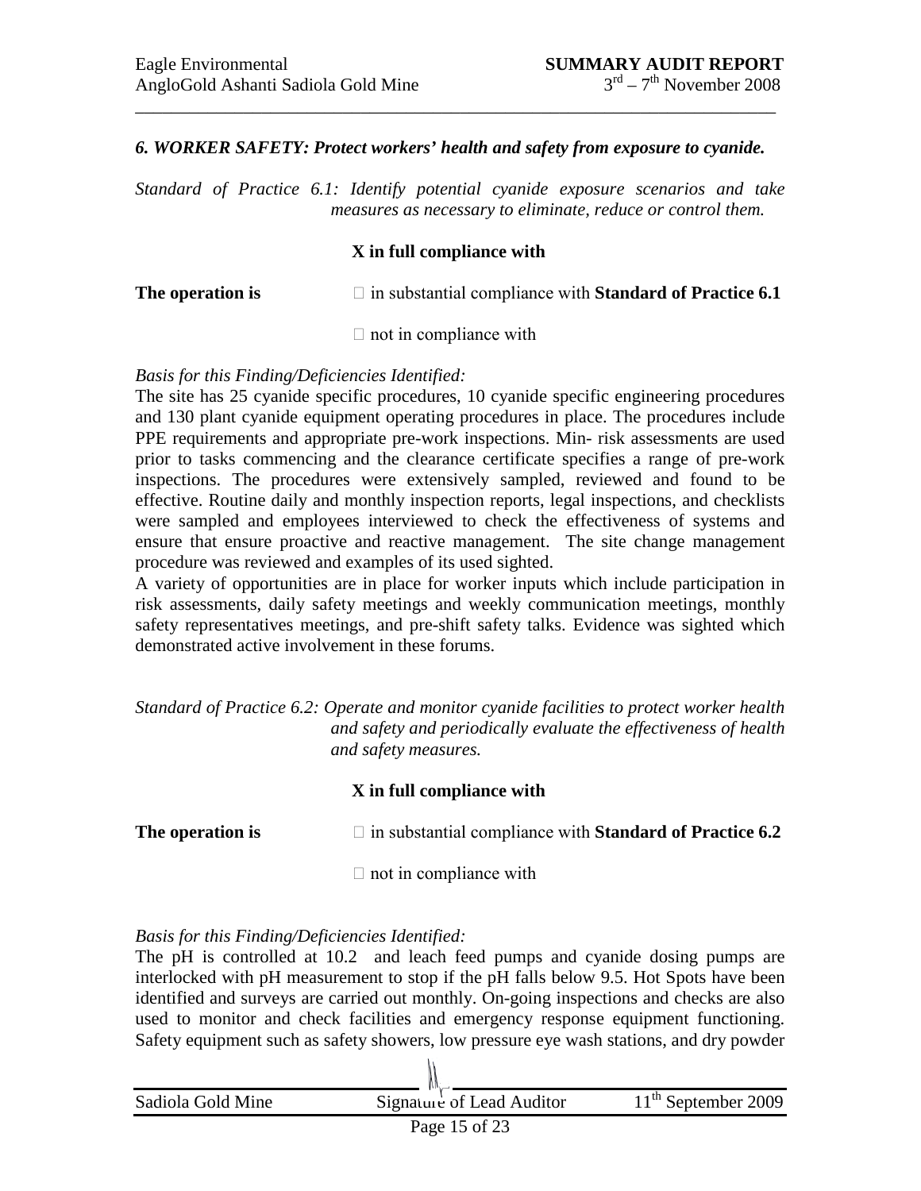*6. WORKER SAFETY: Protect workers' health and safety from exposure to cyanide.*

*Standard of Practice 6.1: Identify potential cyanide exposure scenarios and take measures as necessary to eliminate, reduce or control them.*

**X in full compliance with**

**The operation is** □ in substantial compliance with **Standard of Practice 6.1**

□ not in compliance with

*Basis for this Finding/Deficiencies Identified:*

The site has 25 cyanide specific procedures, 10 cyanide specific engineering procedures and 130 plant cyanide equipment operating procedures in place. The procedures include PPE requirements and appropriate pre-work inspections. Min- risk assessments are used prior to tasks commencing and the clearance certificate specifies a range of pre-work inspections. The procedures were extensively sampled, reviewed and found to be effective. Routine daily and monthly inspection reports, legal inspections, and checklists were sampled and employees interviewed to check the effectiveness of systems and ensure that ensure proactive and reactive management. The site change management procedure was reviewed and examples of its used sighted.

A variety of opportunities are in place for worker inputs which include participation in risk assessments, daily safety meetings and weekly communication meetings, monthly safety representatives meetings, and pre-shift safety talks. Evidence was sighted which demonstrated active involvement in these forums.

*Standard of Practice 6.2: Operate and monitor cyanide facilities to protect worker health and safety and periodically evaluate the effectiveness of health and safety measures.*

**X in full compliance with**

**The operation is** □ in substantial compliance with **Standard of Practice 6.2**

□ not in compliance with

*Basis for this Finding/Deficiencies Identified:*

The pH is controlled at 10.2 and leach feed pumps and cyanide dosing pumps are interlocked with pH measurement to stop if the pH falls below 9.5. Hot Spots have been identified and surveys are carried out monthly. On-going inspections and checks are also used to monitor and check facilities and emergency response equipment functioning. Safety equipment such as safety showers, low pressure eye wash stations, and dry powder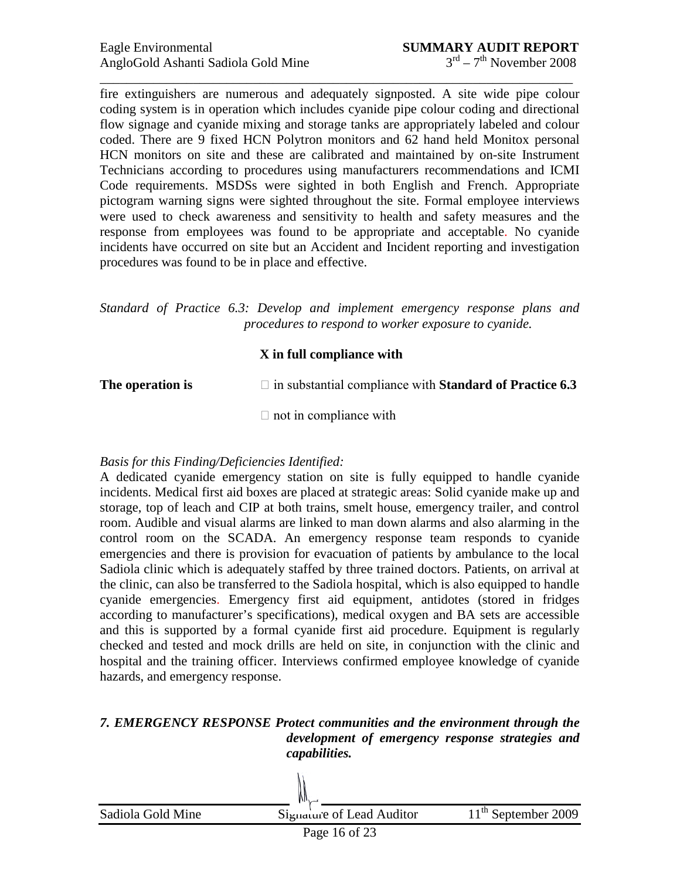fire extinguishers are numerous and adequately signposted. A site wide pipe colour coding system is in operation which includes cyanide pipe colour coding and directional flow signage and cyanide mixing and storage tanks are appropriately labeled and colour coded. There are 9 fixed HCN Polytron monitors and 62 hand held Monitox personal HCN monitors on site and these are calibrated and maintained by on-site Instrument Technicians according to procedures using manufacturers recommendations and ICMI Code requirements. MSDSs were sighted in both English and French. Appropriate pictogram warning signs were sighted throughout the site. Formal employee interviews were used to check awareness and sensitivity to health and safety measures and the response from employees was found to be appropriate and acceptable. No cyanide incidents have occurred on site but an Accident and Incident reporting and investigation procedures was found to be in place and effective.

*Standard of Practice 6.3: Develop and implement emergency response plans and procedures to respond to worker exposure to cyanide.*

**X in full compliance with**

**The operation is** ☐ in substantial compliance with **Standard of Practice 6.3**

☐ not in compliance with

*Basis for this Finding/Deficiencies Identified:*

A dedicated cyanide emergency station on site is fully equipped to handle cyanide incidents. Medical first aid boxes are placed at strategic areas: Solid cyanide make up and storage, top of leach and CIP at both trains, smelt house, emergency trailer, and control room. Audible and visual alarms are linked to man down alarms and also alarming in the control room on the SCADA. An emergency response team responds to cyanide emergencies and there is provision for evacuation of patients by ambulance to the local Sadiola clinic which is adequately staffed by three trained doctors. Patients, on arrival at the clinic, can also be transferred to the Sadiola hospital, which is also equipped to handle cyanide emergencies. Emergency first aid equipment, antidotes (stored in fridges according to manufacturer's specifications), medical oxygen and BA sets are accessible and this is supported by a formal cyanide first aid procedure. Equipment is regularly checked and tested and mock drills are held on site, in conjunction with the clinic and hospital and the training officer. Interviews confirmed employee knowledge of cyanide hazards, and emergency response.

***7. EMERGENCY RESPONSE Protect communities and the environment through the development of emergency response strategies and capabilities.***

| Sadiola Gold Mine | Signature of Lead Auditor | 11th September 2009 |
|---|---|---|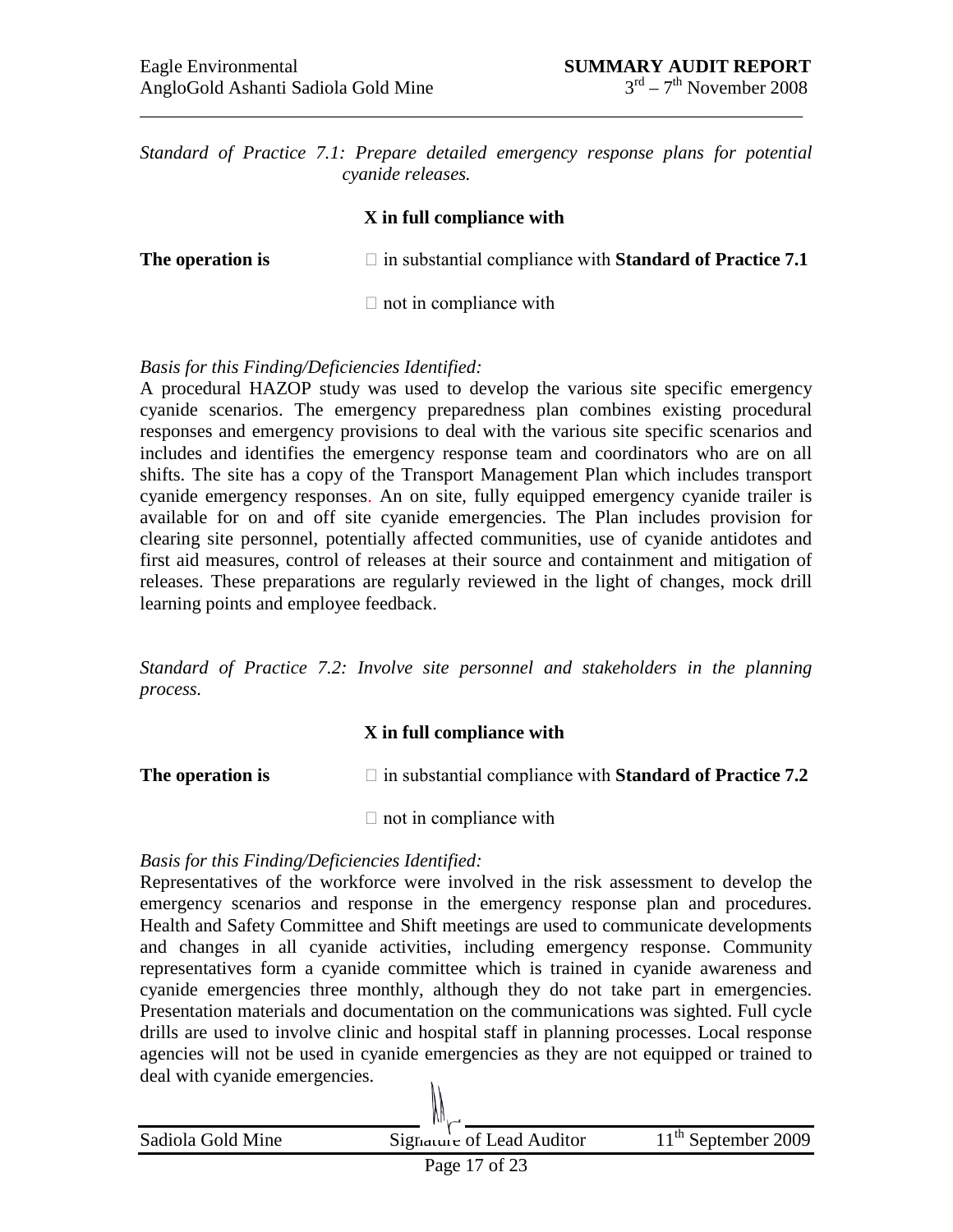*Standard of Practice 7.1: Prepare detailed emergency response plans for potential cyanide releases.*

**X in full compliance with**

**The operation is** □ in substantial compliance with **Standard of Practice 7.1**

□ not in compliance with

*Basis for this Finding/Deficiencies Identified:*

A procedural HAZOP study was used to develop the various site specific emergency cyanide scenarios. The emergency preparedness plan combines existing procedural responses and emergency provisions to deal with the various site specific scenarios and includes and identifies the emergency response team and coordinators who are on all shifts. The site has a copy of the Transport Management Plan which includes transport cyanide emergency responses. An on site, fully equipped emergency cyanide trailer is available for on and off site cyanide emergencies. The Plan includes provision for clearing site personnel, potentially affected communities, use of cyanide antidotes and first aid measures, control of releases at their source and containment and mitigation of releases. These preparations are regularly reviewed in the light of changes, mock drill learning points and employee feedback.

*Standard of Practice 7.2: Involve site personnel and stakeholders in the planning process.*

**X in full compliance with**

**The operation is** □ in substantial compliance with **Standard of Practice 7.2**

□ not in compliance with

*Basis for this Finding/Deficiencies Identified:*

Representatives of the workforce were involved in the risk assessment to develop the emergency scenarios and response in the emergency response plan and procedures. Health and Safety Committee and Shift meetings are used to communicate developments and changes in all cyanide activities, including emergency response. Community representatives form a cyanide committee which is trained in cyanide awareness and cyanide emergencies three monthly, although they do not take part in emergencies. Presentation materials and documentation on the communications was sighted. Full cycle drills are used to involve clinic and hospital staff in planning processes. Local response agencies will not be used in cyanide emergencies as they are not equipped or trained to deal with cyanide emergencies.

| Sadiola Gold Mine | Signature of Lead Auditor | 11th September 2009 |
|---|---|---|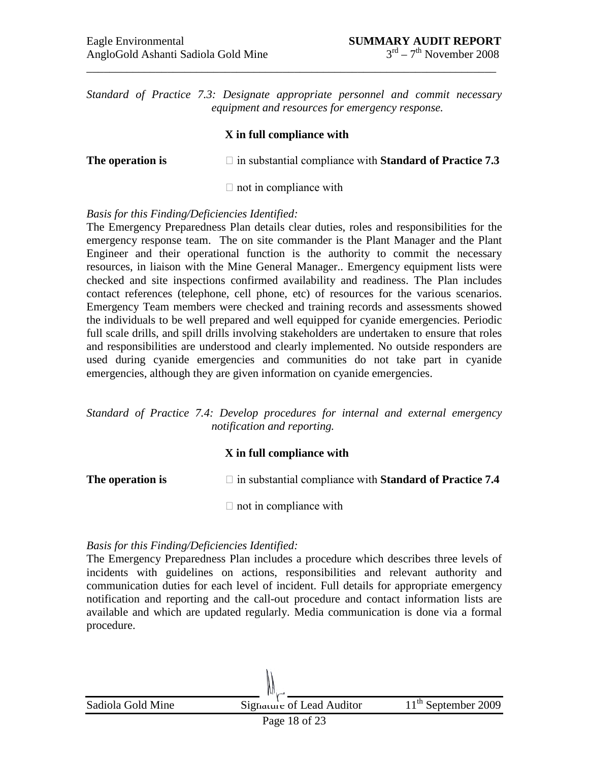*Standard of Practice 7.3: Designate appropriate personnel and commit necessary equipment and resources for emergency response.*

**X in full compliance with**

**The operation is** ☐ in substantial compliance with **Standard of Practice 7.3**

☐ not in compliance with

*Basis for this Finding/Deficiencies Identified:*

The Emergency Preparedness Plan details clear duties, roles and responsibilities for the emergency response team. The on site commander is the Plant Manager and the Plant Engineer and their operational function is the authority to commit the necessary resources, in liaison with the Mine General Manager.. Emergency equipment lists were checked and site inspections confirmed availability and readiness. The Plan includes contact references (telephone, cell phone, etc) of resources for the various scenarios. Emergency Team members were checked and training records and assessments showed the individuals to be well prepared and well equipped for cyanide emergencies. Periodic full scale drills, and spill drills involving stakeholders are undertaken to ensure that roles and responsibilities are understood and clearly implemented. No outside responders are used during cyanide emergencies and communities do not take part in cyanide emergencies, although they are given information on cyanide emergencies.

*Standard of Practice 7.4: Develop procedures for internal and external emergency notification and reporting.*

**X in full compliance with**

**The operation is** ☐ in substantial compliance with **Standard of Practice 7.4**

☐ not in compliance with

*Basis for this Finding/Deficiencies Identified:*

The Emergency Preparedness Plan includes a procedure which describes three levels of incidents with guidelines on actions, responsibilities and relevant authority and communication duties for each level of incident. Full details for appropriate emergency notification and reporting and the call-out procedure and contact information lists are available and which are updated regularly. Media communication is done via a formal procedure.

Sadiola Gold Mine — Signature of Lead Auditor — 11th September 2009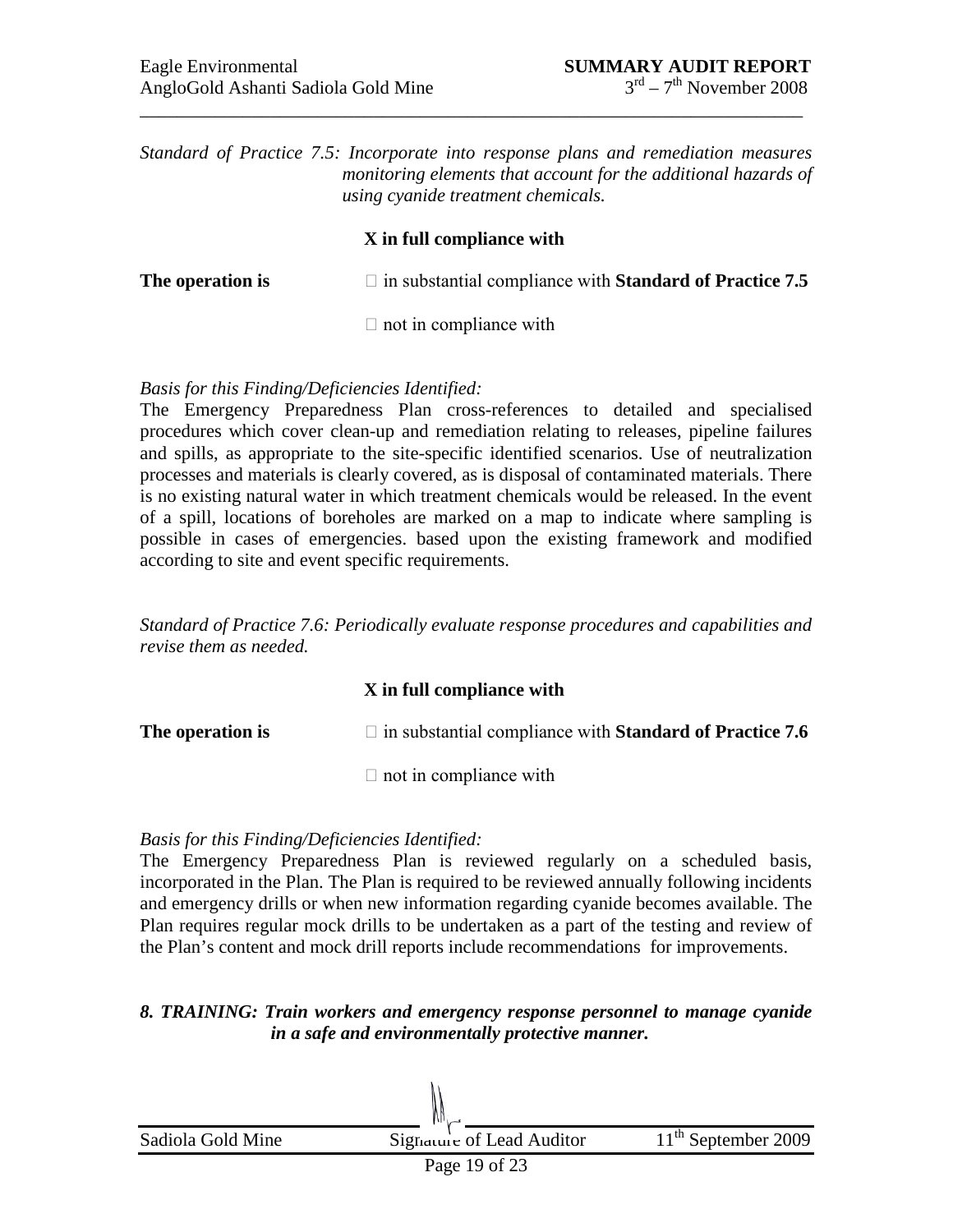*Standard of Practice 7.5: Incorporate into response plans and remediation measures monitoring elements that account for the additional hazards of using cyanide treatment chemicals.*

**X in full compliance with**

**The operation is** □ in substantial compliance with **Standard of Practice 7.5**

□ not in compliance with

*Basis for this Finding/Deficiencies Identified:*

The Emergency Preparedness Plan cross-references to detailed and specialised procedures which cover clean-up and remediation relating to releases, pipeline failures and spills, as appropriate to the site-specific identified scenarios. Use of neutralization processes and materials is clearly covered, as is disposal of contaminated materials. There is no existing natural water in which treatment chemicals would be released. In the event of a spill, locations of boreholes are marked on a map to indicate where sampling is possible in cases of emergencies. based upon the existing framework and modified according to site and event specific requirements.

*Standard of Practice 7.6: Periodically evaluate response procedures and capabilities and revise them as needed.*

**X in full compliance with**

**The operation is** □ in substantial compliance with **Standard of Practice 7.6**

□ not in compliance with

*Basis for this Finding/Deficiencies Identified:*

The Emergency Preparedness Plan is reviewed regularly on a scheduled basis, incorporated in the Plan. The Plan is required to be reviewed annually following incidents and emergency drills or when new information regarding cyanide becomes available. The Plan requires regular mock drills to be undertaken as a part of the testing and review of the Plan's content and mock drill reports include recommendations for improvements.

***8. TRAINING: Train workers and emergency response personnel to manage cyanide in a safe and environmentally protective manner.***

| Sadiola Gold Mine | Signature of Lead Auditor | 11th September 2009 |
|---|---|---|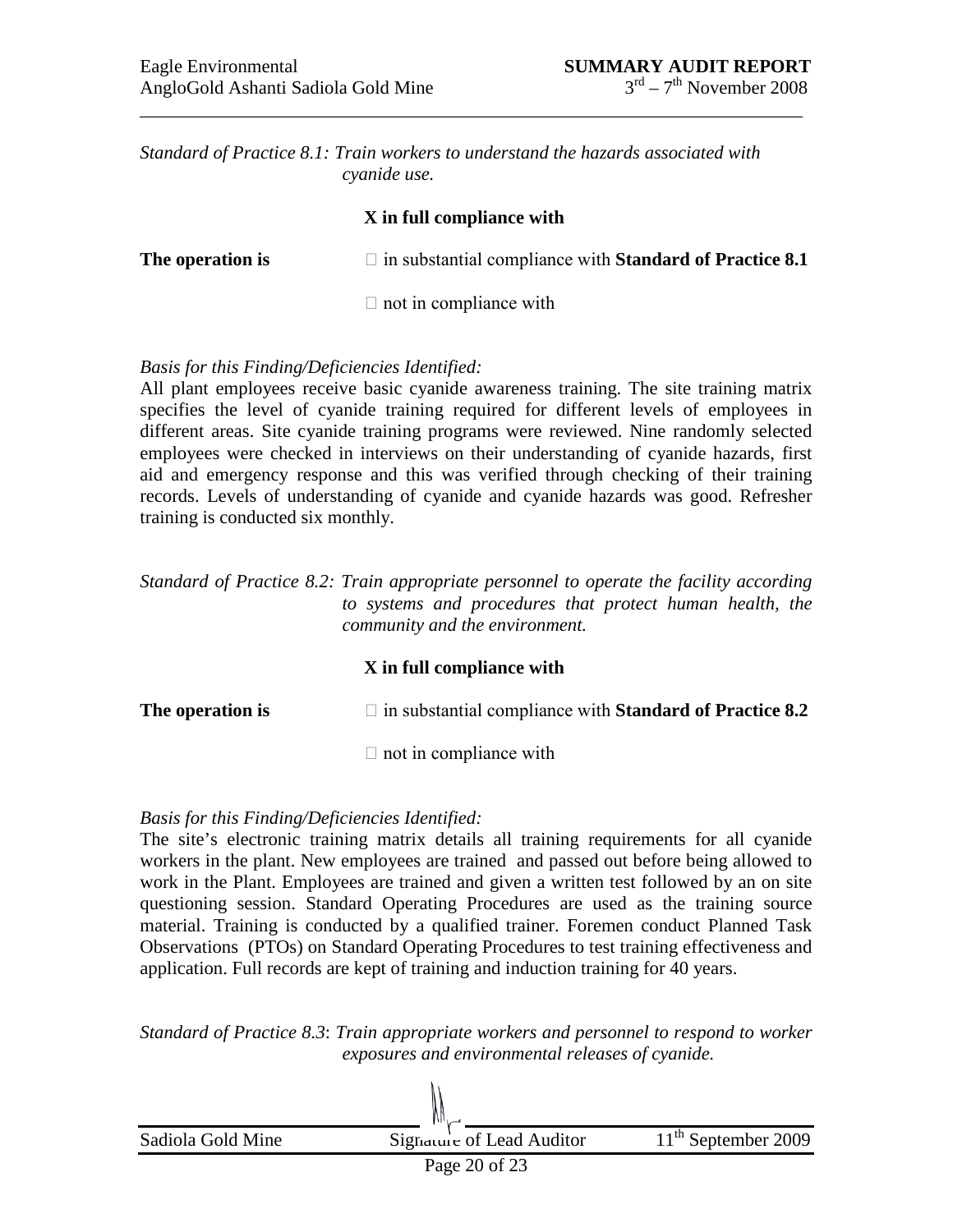*Standard of Practice 8.1: Train workers to understand the hazards associated with cyanide use.*

The operation is

X in full compliance with

☐ in substantial compliance with **Standard of Practice 8.1**

☐ not in compliance with

*Basis for this Finding/Deficiencies Identified:*

All plant employees receive basic cyanide awareness training. The site training matrix specifies the level of cyanide training required for different levels of employees in different areas. Site cyanide training programs were reviewed. Nine randomly selected employees were checked in interviews on their understanding of cyanide hazards, first aid and emergency response and this was verified through checking of their training records. Levels of understanding of cyanide and cyanide hazards was good. Refresher training is conducted six monthly.

*Standard of Practice 8.2: Train appropriate personnel to operate the facility according to systems and procedures that protect human health, the community and the environment.*

The operation is

X in full compliance with

☐ in substantial compliance with **Standard of Practice 8.2**

☐ not in compliance with

*Basis for this Finding/Deficiencies Identified:*

The site's electronic training matrix details all training requirements for all cyanide workers in the plant. New employees are trained and passed out before being allowed to work in the Plant. Employees are trained and given a written test followed by an on site questioning session. Standard Operating Procedures are used as the training source material. Training is conducted by a qualified trainer. Foremen conduct Planned Task Observations (PTOs) on Standard Operating Procedures to test training effectiveness and application. Full records are kept of training and induction training for 40 years.

*Standard of Practice 8.3: Train appropriate workers and personnel to respond to worker exposures and environmental releases of cyanide.*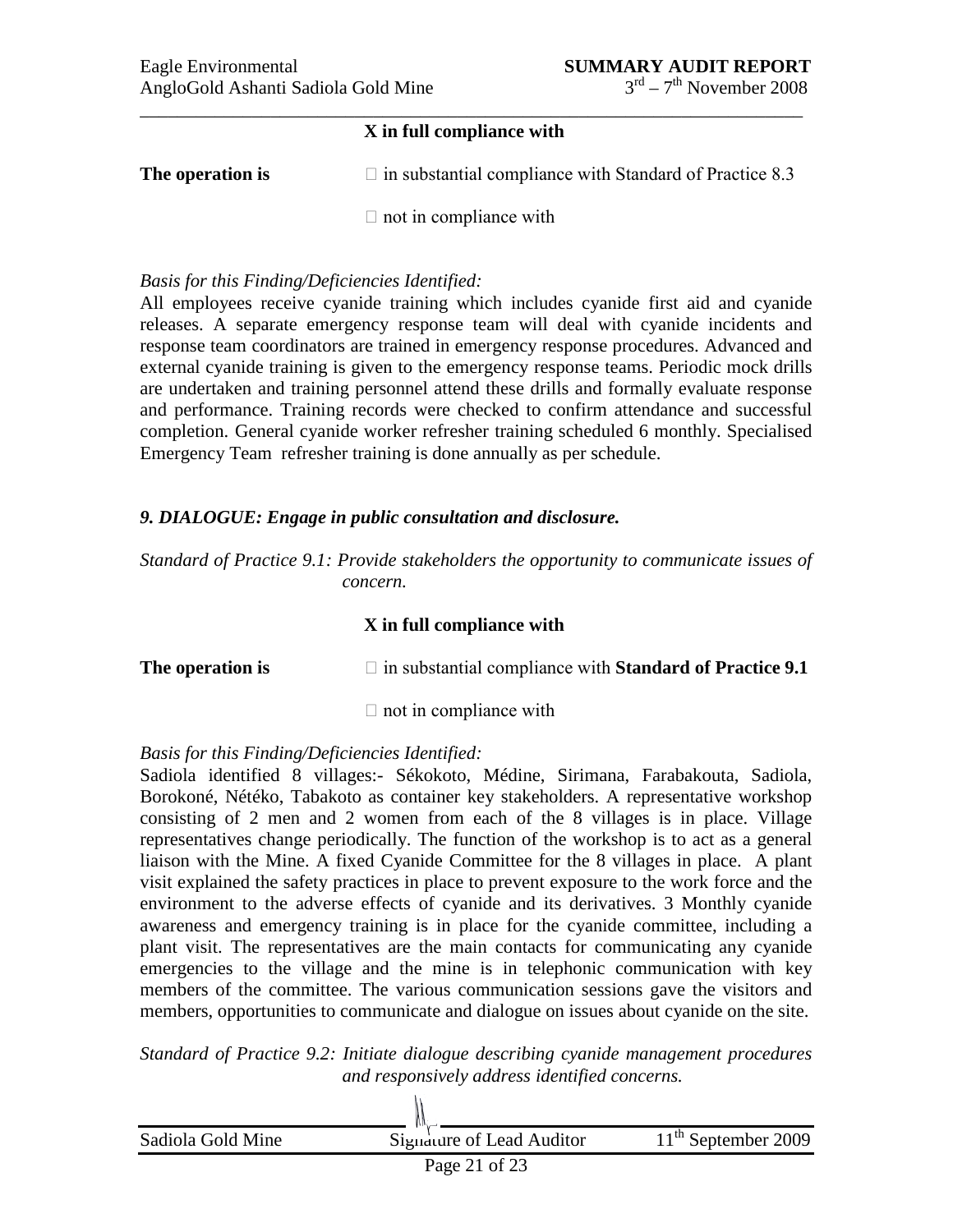X in full compliance with

**The operation is** □ in substantial compliance with Standard of Practice 8.3

□ not in compliance with

*Basis for this Finding/Deficiencies Identified:*

All employees receive cyanide training which includes cyanide first aid and cyanide releases. A separate emergency response team will deal with cyanide incidents and response team coordinators are trained in emergency response procedures. Advanced and external cyanide training is given to the emergency response teams. Periodic mock drills are undertaken and training personnel attend these drills and formally evaluate response and performance. Training records were checked to confirm attendance and successful completion. General cyanide worker refresher training scheduled 6 monthly. Specialised Emergency Team refresher training is done annually as per schedule.

## *9. DIALOGUE: Engage in public consultation and disclosure.*

*Standard of Practice 9.1: Provide stakeholders the opportunity to communicate issues of concern.*

**X in full compliance with**

**The operation is** □ in substantial compliance with **Standard of Practice 9.1**

□ not in compliance with

*Basis for this Finding/Deficiencies Identified:*

Sadiola identified 8 villages:- Sékokoto, Médine, Sirimana, Farabakouta, Sadiola, Borokoné, Nétéko, Tabakoto as container key stakeholders. A representative workshop consisting of 2 men and 2 women from each of the 8 villages is in place. Village representatives change periodically. The function of the workshop is to act as a general liaison with the Mine. A fixed Cyanide Committee for the 8 villages in place. A plant visit explained the safety practices in place to prevent exposure to the work force and the environment to the adverse effects of cyanide and its derivatives. 3 Monthly cyanide awareness and emergency training is in place for the cyanide committee, including a plant visit. The representatives are the main contacts for communicating any cyanide emergencies to the village and the mine is in telephonic communication with key members of the committee. The various communication sessions gave the visitors and members, opportunities to communicate and dialogue on issues about cyanide on the site.

*Standard of Practice 9.2: Initiate dialogue describing cyanide management procedures and responsively address identified concerns.*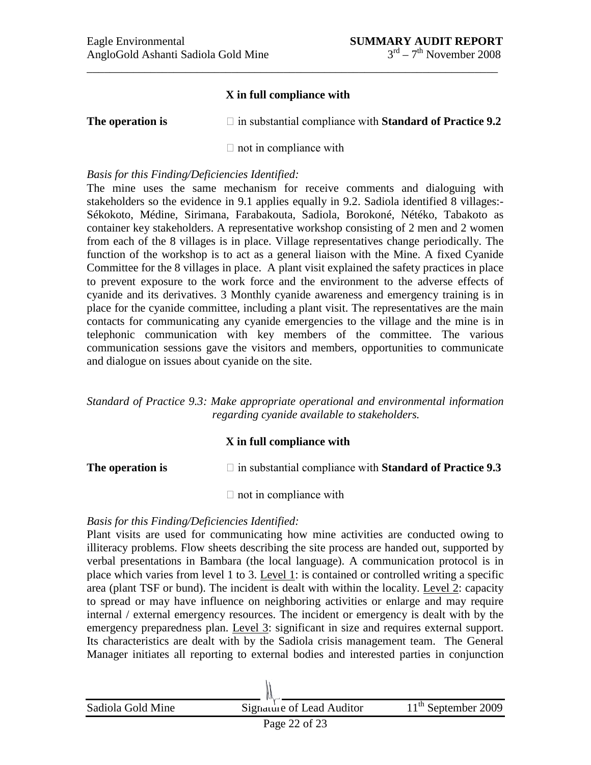X in full compliance with

**The operation is** □ in substantial compliance with **Standard of Practice 9.2**

□ not in compliance with

*Basis for this Finding/Deficiencies Identified:*

The mine uses the same mechanism for receive comments and dialoguing with stakeholders so the evidence in 9.1 applies equally in 9.2. Sadiola identified 8 villages:- Sékokoto, Médine, Sirimana, Farabakouta, Sadiola, Borokoné, Nétéko, Tabakoto as container key stakeholders. A representative workshop consisting of 2 men and 2 women from each of the 8 villages is in place. Village representatives change periodically. The function of the workshop is to act as a general liaison with the Mine. A fixed Cyanide Committee for the 8 villages in place. A plant visit explained the safety practices in place to prevent exposure to the work force and the environment to the adverse effects of cyanide and its derivatives. 3 Monthly cyanide awareness and emergency training is in place for the cyanide committee, including a plant visit. The representatives are the main contacts for communicating any cyanide emergencies to the village and the mine is in telephonic communication with key members of the committee. The various communication sessions gave the visitors and members, opportunities to communicate and dialogue on issues about cyanide on the site.

*Standard of Practice 9.3: Make appropriate operational and environmental information regarding cyanide available to stakeholders.*

X in full compliance with

**The operation is** □ in substantial compliance with **Standard of Practice 9.3**

□ not in compliance with

*Basis for this Finding/Deficiencies Identified:*

Plant visits are used for communicating how mine activities are conducted owing to illiteracy problems. Flow sheets describing the site process are handed out, supported by verbal presentations in Bambara (the local language). A communication protocol is in place which varies from level 1 to 3. Level 1: is contained or controlled writing a specific area (plant TSF or bund). The incident is dealt with within the locality. Level 2: capacity to spread or may have influence on neighboring activities or enlarge and may require internal / external emergency resources. The incident or emergency is dealt with by the emergency preparedness plan. Level 3: significant in size and requires external support. Its characteristics are dealt with by the Sadiola crisis management team. The General Manager initiates all reporting to external bodies and interested parties in conjunction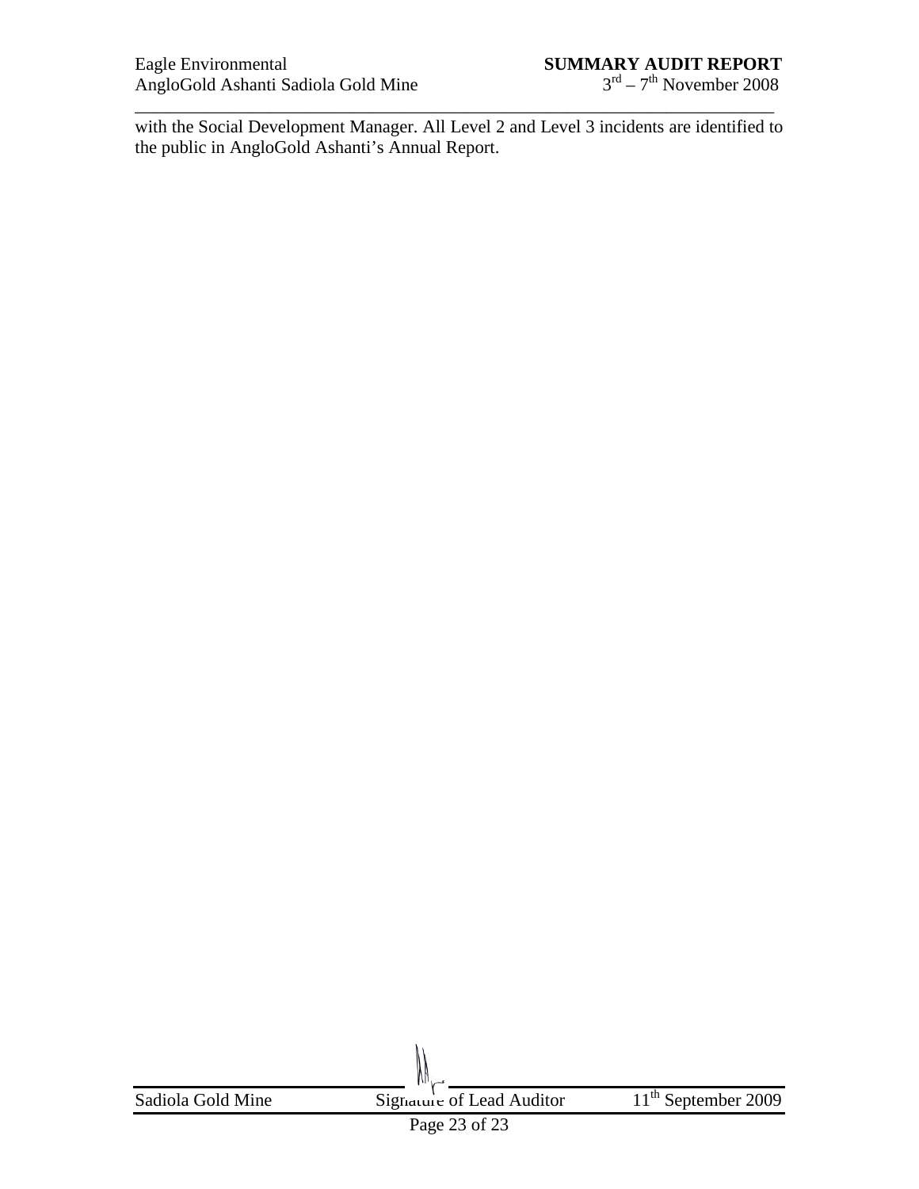with the Social Development Manager. All Level 2 and Level 3 incidents are identified to the public in AngloGold Ashanti's Annual Report.